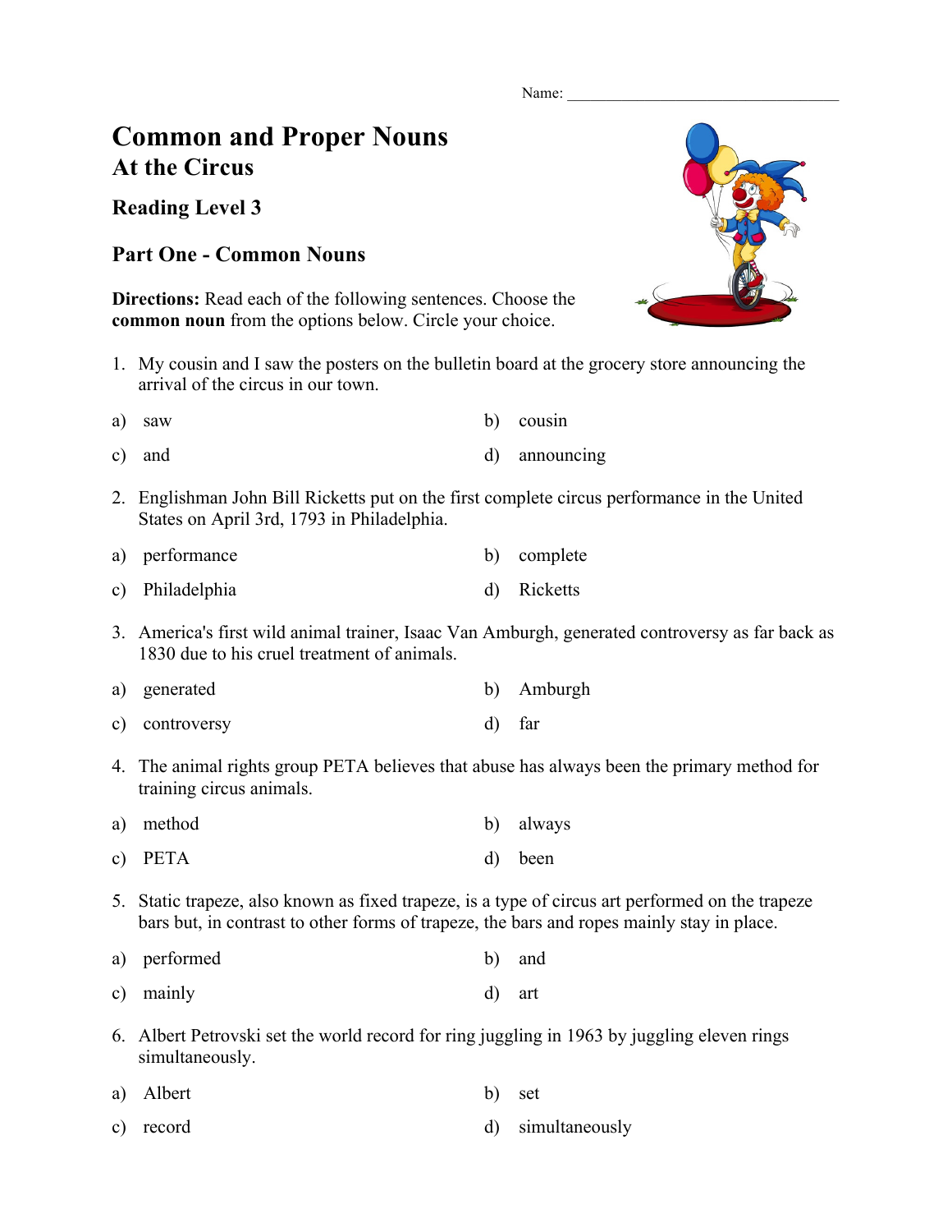Name: ___________________________________

# Common and Proper Nouns
## At the Circus

### Reading Level 3

### Part One - Common Nouns

**Directions:** Read each of the following sentences. Choose the **common noun** from the options below. Circle your choice.

1. My cousin and I saw the posters on the bulletin board at the grocery store announcing the arrival of the circus in our town.

a) saw
b) cousin
c) and
d) announcing

2. Englishman John Bill Ricketts put on the first complete circus performance in the United States on April 3rd, 1793 in Philadelphia.

a) performance
b) complete
c) Philadelphia
d) Ricketts

3. America's first wild animal trainer, Isaac Van Amburgh, generated controversy as far back as 1830 due to his cruel treatment of animals.

a) generated
b) Amburgh
c) controversy
d) far

4. The animal rights group PETA believes that abuse has always been the primary method for training circus animals.

a) method
b) always
c) PETA
d) been

5. Static trapeze, also known as fixed trapeze, is a type of circus art performed on the trapeze bars but, in contrast to other forms of trapeze, the bars and ropes mainly stay in place.

a) performed
b) and
c) mainly
d) art

6. Albert Petrovski set the world record for ring juggling in 1963 by juggling eleven rings simultaneously.

a) Albert
b) set
c) record
d) simultaneously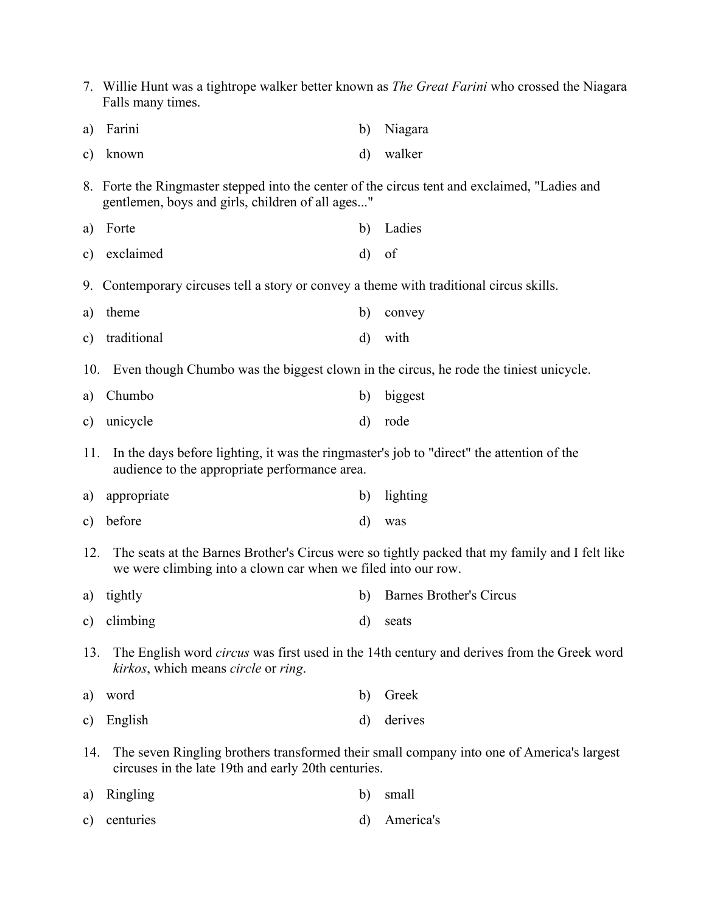7. Willie Hunt was a tightrope walker better known as *The Great Farini* who crossed the Niagara Falls many times.

a) Farini  
b) Niagara  
c) known  
d) walker

8. Forte the Ringmaster stepped into the center of the circus tent and exclaimed, "Ladies and gentlemen, boys and girls, children of all ages..."

a) Forte  
b) Ladies  
c) exclaimed  
d) of

9. Contemporary circuses tell a story or convey a theme with traditional circus skills.

a) theme  
b) convey  
c) traditional  
d) with

10. Even though Chumbo was the biggest clown in the circus, he rode the tiniest unicycle.

a) Chumbo  
b) biggest  
c) unicycle  
d) rode

11. In the days before lighting, it was the ringmaster's job to "direct" the attention of the audience to the appropriate performance area.

a) appropriate  
b) lighting  
c) before  
d) was

12. The seats at the Barnes Brother's Circus were so tightly packed that my family and I felt like we were climbing into a clown car when we filed into our row.

a) tightly  
b) Barnes Brother's Circus  
c) climbing  
d) seats

13. The English word *circus* was first used in the 14th century and derives from the Greek word *kirkos*, which means *circle* or *ring*.

a) word  
b) Greek  
c) English  
d) derives

14. The seven Ringling brothers transformed their small company into one of America's largest circuses in the late 19th and early 20th centuries.

a) Ringling  
b) small  
c) centuries  
d) America's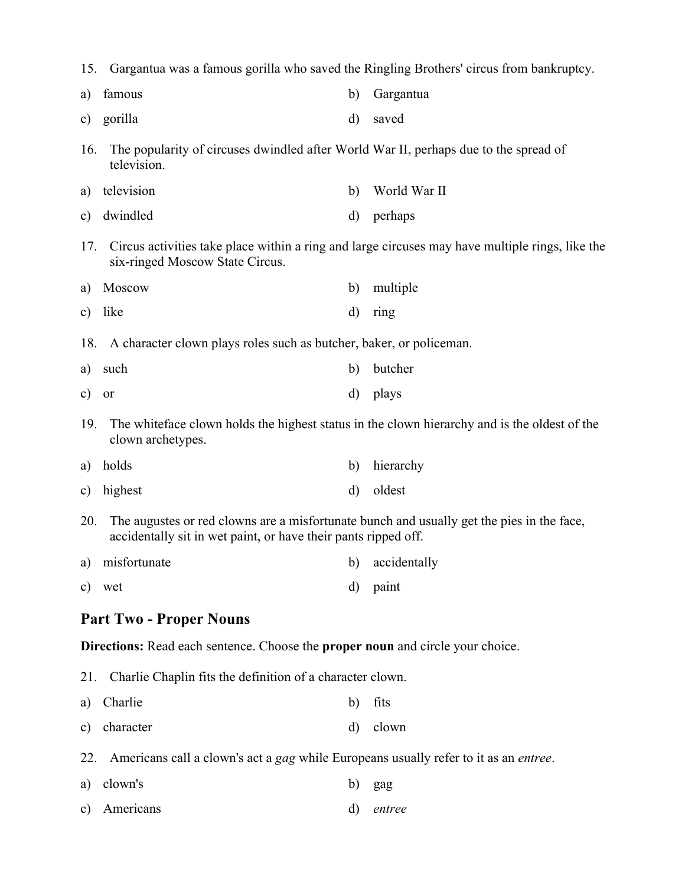15. Gargantua was a famous gorilla who saved the Ringling Brothers' circus from bankruptcy.

a) famous
b) Gargantua
c) gorilla
d) saved

16. The popularity of circuses dwindled after World War II, perhaps due to the spread of television.

a) television
b) World War II
c) dwindled
d) perhaps

17. Circus activities take place within a ring and large circuses may have multiple rings, like the six-ringed Moscow State Circus.

a) Moscow
b) multiple
c) like
d) ring

18. A character clown plays roles such as butcher, baker, or policeman.

a) such
b) butcher
c) or
d) plays

19. The whiteface clown holds the highest status in the clown hierarchy and is the oldest of the clown archetypes.

a) holds
b) hierarchy
c) highest
d) oldest

20. The augustes or red clowns are a misfortunate bunch and usually get the pies in the face, accidentally sit in wet paint, or have their pants ripped off.

a) misfortunate
b) accidentally
c) wet
d) paint

## Part Two - Proper Nouns

**Directions:** Read each sentence. Choose the **proper noun** and circle your choice.

21. Charlie Chaplin fits the definition of a character clown.

a) Charlie
b) fits
c) character
d) clown

22. Americans call a clown's act a *gag* while Europeans usually refer to it as an *entree*.

a) clown's
b) gag
c) Americans
d) *entree*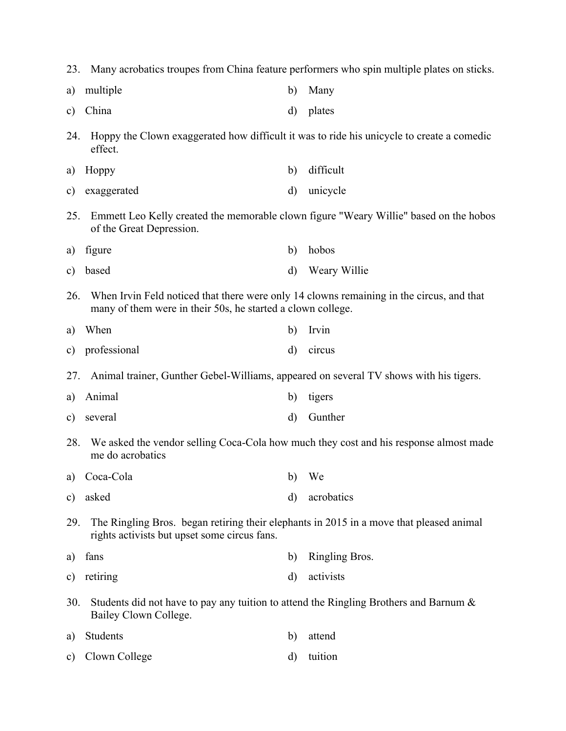23. Many acrobatics troupes from China feature performers who spin multiple plates on sticks.

a) multiple
b) Many
c) China
d) plates

24. Hoppy the Clown exaggerated how difficult it was to ride his unicycle to create a comedic effect.

a) Hoppy
b) difficult
c) exaggerated
d) unicycle

25. Emmett Leo Kelly created the memorable clown figure "Weary Willie" based on the hobos of the Great Depression.

a) figure
b) hobos
c) based
d) Weary Willie

26. When Irvin Feld noticed that there were only 14 clowns remaining in the circus, and that many of them were in their 50s, he started a clown college.

a) When
b) Irvin
c) professional
d) circus

27. Animal trainer, Gunther Gebel-Williams, appeared on several TV shows with his tigers.

a) Animal
b) tigers
c) several
d) Gunther

28. We asked the vendor selling Coca-Cola how much they cost and his response almost made me do acrobatics

a) Coca-Cola
b) We
c) asked
d) acrobatics

29. The Ringling Bros. began retiring their elephants in 2015 in a move that pleased animal rights activists but upset some circus fans.

a) fans
b) Ringling Bros.
c) retiring
d) activists

30. Students did not have to pay any tuition to attend the Ringling Brothers and Barnum & Bailey Clown College.

a) Students
b) attend
c) Clown College
d) tuition